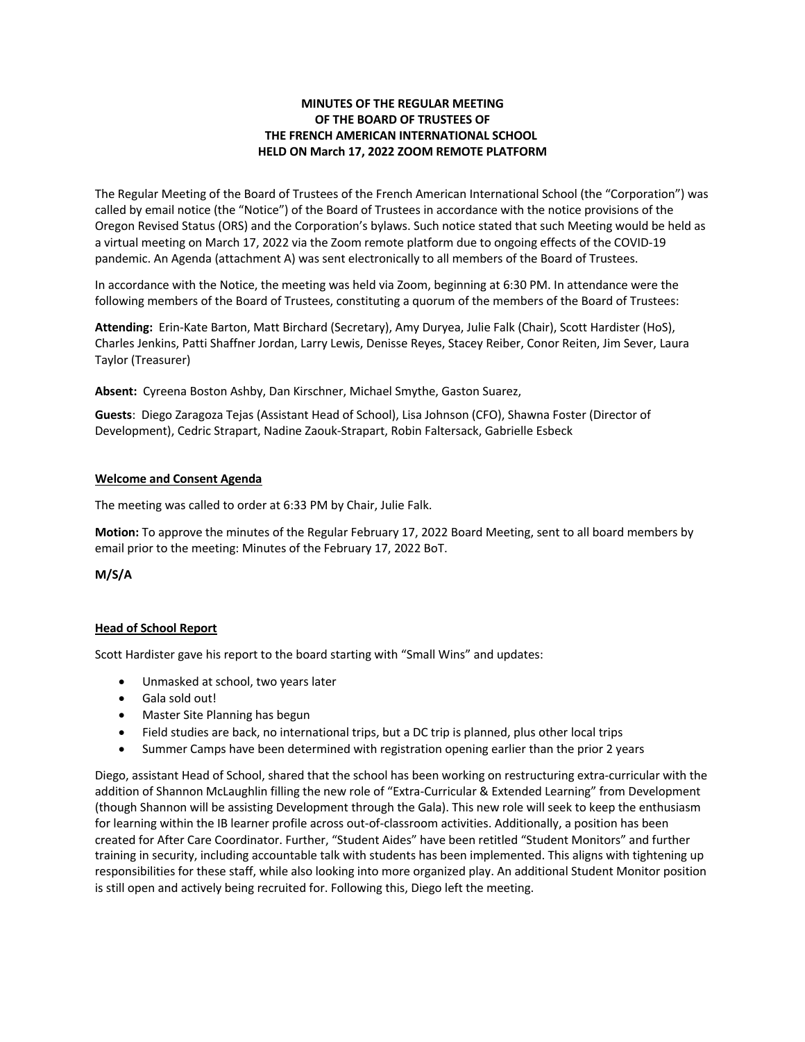**MINUTES OF THE REGULAR MEETING OF THE BOARD OF TRUSTEES OF THE FRENCH AMERICAN INTERNATIONAL SCHOOL HELD ON March 17, 2022 ZOOM REMOTE PLATFORM**

The Regular Meeting of the Board of Trustees of the French American International School (the "Corporation") was called by email notice (the "Notice") of the Board of Trustees in accordance with the notice provisions of the Oregon Revised Status (ORS) and the Corporation's bylaws. Such notice stated that such Meeting would be held as a virtual meeting on March 17, 2022 via the Zoom remote platform due to ongoing effects of the COVID-19 pandemic. An Agenda (attachment A) was sent electronically to all members of the Board of Trustees.

In accordance with the Notice, the meeting was held via Zoom, beginning at 6:30 PM. In attendance were the following members of the Board of Trustees, constituting a quorum of the members of the Board of Trustees:

**Attending:** Erin-Kate Barton, Matt Birchard (Secretary), Amy Duryea, Julie Falk (Chair), Scott Hardister (HoS), Charles Jenkins, Patti Shaffner Jordan, Larry Lewis, Denisse Reyes, Stacey Reiber, Conor Reiten, Jim Sever, Laura Taylor (Treasurer)

**Absent:** Cyreena Boston Ashby, Dan Kirschner, Michael Smythe, Gaston Suarez,

**Guests**: Diego Zaragoza Tejas (Assistant Head of School), Lisa Johnson (CFO), Shawna Foster (Director of Development), Cedric Strapart, Nadine Zaouk-Strapart, Robin Faltersack, Gabrielle Esbeck

**Welcome and Consent Agenda**

The meeting was called to order at 6:33 PM by Chair, Julie Falk.

**Motion:** To approve the minutes of the Regular February 17, 2022 Board Meeting, sent to all board members by email prior to the meeting: Minutes of the February 17, 2022 BoT.

**M/S/A**

**Head of School Report**

Scott Hardister gave his report to the board starting with "Small Wins" and updates:

- Unmasked at school, two years later
- Gala sold out!
- Master Site Planning has begun
- Field studies are back, no international trips, but a DC trip is planned, plus other local trips
- Summer Camps have been determined with registration opening earlier than the prior 2 years

Diego, assistant Head of School, shared that the school has been working on restructuring extra-curricular with the addition of Shannon McLaughlin filling the new role of "Extra-Curricular & Extended Learning" from Development (though Shannon will be assisting Development through the Gala). This new role will seek to keep the enthusiasm for learning within the IB learner profile across out-of-classroom activities. Additionally, a position has been created for After Care Coordinator. Further, "Student Aides" have been retitled "Student Monitors" and further training in security, including accountable talk with students has been implemented. This aligns with tightening up responsibilities for these staff, while also looking into more organized play. An additional Student Monitor position is still open and actively being recruited for. Following this, Diego left the meeting.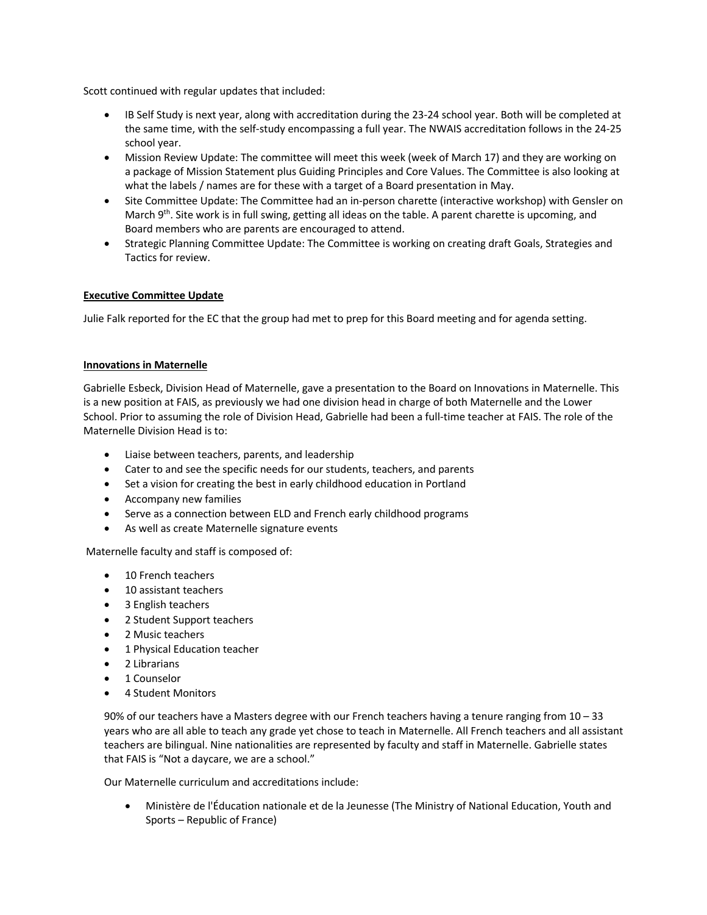Scott continued with regular updates that included:

- IB Self Study is next year, along with accreditation during the 23-24 school year. Both will be completed at the same time, with the self-study encompassing a full year. The NWAIS accreditation follows in the 24-25 school year.
- Mission Review Update: The committee will meet this week (week of March 17) and they are working on a package of Mission Statement plus Guiding Principles and Core Values. The Committee is also looking at what the labels / names are for these with a target of a Board presentation in May.
- Site Committee Update: The Committee had an in-person charette (interactive workshop) with Gensler on March 9th. Site work is in full swing, getting all ideas on the table. A parent charette is upcoming, and Board members who are parents are encouraged to attend.
- Strategic Planning Committee Update: The Committee is working on creating draft Goals, Strategies and Tactics for review.

**Executive Committee Update**

Julie Falk reported for the EC that the group had met to prep for this Board meeting and for agenda setting.

**Innovations in Maternelle**

Gabrielle Esbeck, Division Head of Maternelle, gave a presentation to the Board on Innovations in Maternelle. This is a new position at FAIS, as previously we had one division head in charge of both Maternelle and the Lower School. Prior to assuming the role of Division Head, Gabrielle had been a full-time teacher at FAIS. The role of the Maternelle Division Head is to:

- Liaise between teachers, parents, and leadership
- Cater to and see the specific needs for our students, teachers, and parents
- Set a vision for creating the best in early childhood education in Portland
- Accompany new families
- Serve as a connection between ELD and French early childhood programs
- As well as create Maternelle signature events

Maternelle faculty and staff is composed of:

- 10 French teachers
- 10 assistant teachers
- 3 English teachers
- 2 Student Support teachers
- 2 Music teachers
- 1 Physical Education teacher
- 2 Librarians
- 1 Counselor
- 4 Student Monitors

90% of our teachers have a Masters degree with our French teachers having a tenure ranging from 10 – 33 years who are all able to teach any grade yet chose to teach in Maternelle. All French teachers and all assistant teachers are bilingual. Nine nationalities are represented by faculty and staff in Maternelle. Gabrielle states that FAIS is "Not a daycare, we are a school."

Our Maternelle curriculum and accreditations include:

- Ministère de l'Éducation nationale et de la Jeunesse (The Ministry of National Education, Youth and Sports – Republic of France)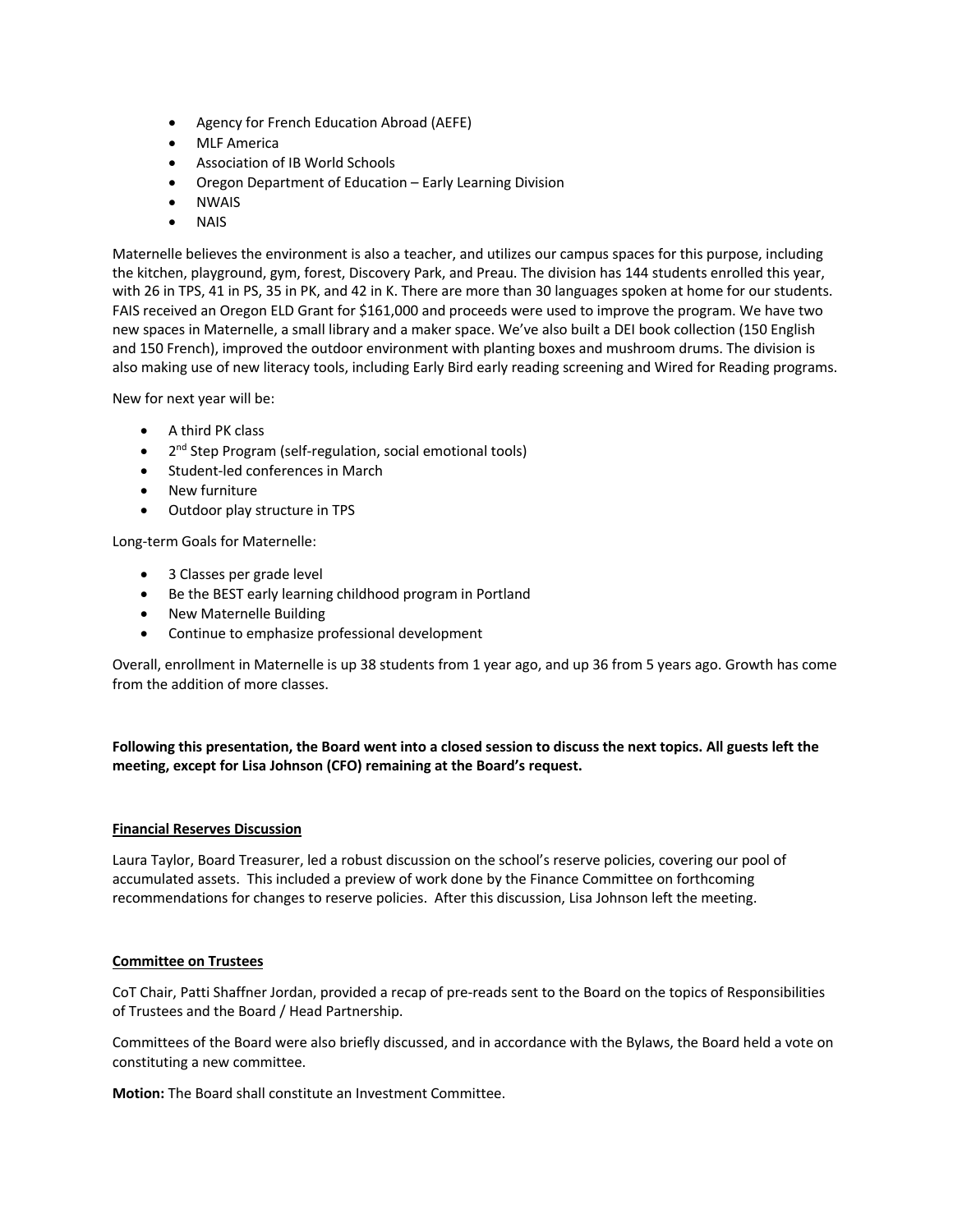- Agency for French Education Abroad (AEFE)
- MLF America
- Association of IB World Schools
- Oregon Department of Education – Early Learning Division
- NWAIS
- NAIS

Maternelle believes the environment is also a teacher, and utilizes our campus spaces for this purpose, including the kitchen, playground, gym, forest, Discovery Park, and Preau. The division has 144 students enrolled this year, with 26 in TPS, 41 in PS, 35 in PK, and 42 in K. There are more than 30 languages spoken at home for our students. FAIS received an Oregon ELD Grant for $161,000 and proceeds were used to improve the program. We have two new spaces in Maternelle, a small library and a maker space. We've also built a DEI book collection (150 English and 150 French), improved the outdoor environment with planting boxes and mushroom drums. The division is also making use of new literacy tools, including Early Bird early reading screening and Wired for Reading programs.

New for next year will be:

- A third PK class
- 2nd Step Program (self-regulation, social emotional tools)
- Student-led conferences in March
- New furniture
- Outdoor play structure in TPS

Long-term Goals for Maternelle:

- 3 Classes per grade level
- Be the BEST early learning childhood program in Portland
- New Maternelle Building
- Continue to emphasize professional development

Overall, enrollment in Maternelle is up 38 students from 1 year ago, and up 36 from 5 years ago. Growth has come from the addition of more classes.

**Following this presentation, the Board went into a closed session to discuss the next topics. All guests left the meeting, except for Lisa Johnson (CFO) remaining at the Board's request.**

**Financial Reserves Discussion**

Laura Taylor, Board Treasurer, led a robust discussion on the school's reserve policies, covering our pool of accumulated assets. This included a preview of work done by the Finance Committee on forthcoming recommendations for changes to reserve policies. After this discussion, Lisa Johnson left the meeting.

**Committee on Trustees**

CoT Chair, Patti Shaffner Jordan, provided a recap of pre-reads sent to the Board on the topics of Responsibilities of Trustees and the Board / Head Partnership.

Committees of the Board were also briefly discussed, and in accordance with the Bylaws, the Board held a vote on constituting a new committee.

**Motion:** The Board shall constitute an Investment Committee.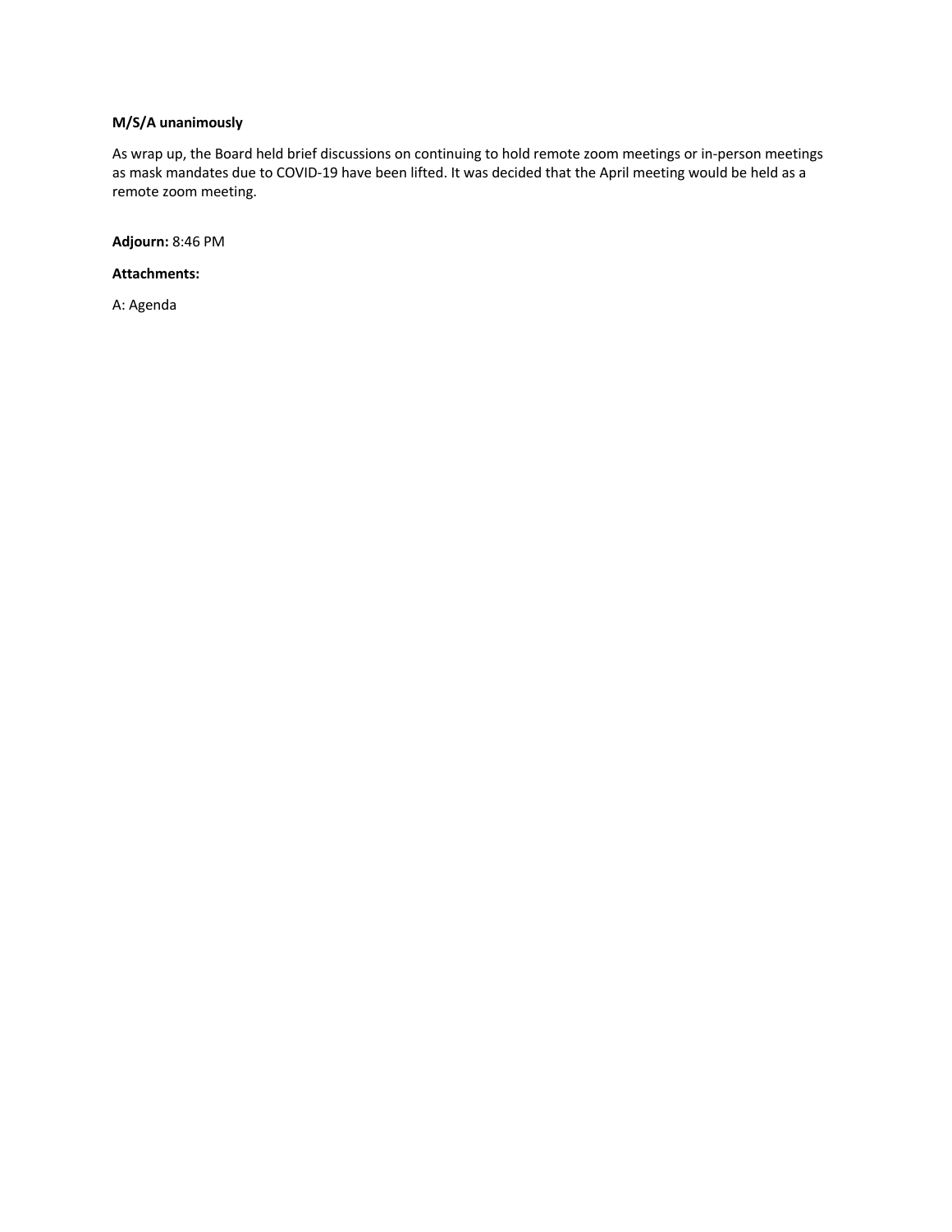**M/S/A unanimously**

As wrap up, the Board held brief discussions on continuing to hold remote zoom meetings or in-person meetings as mask mandates due to COVID-19 have been lifted. It was decided that the April meeting would be held as a remote zoom meeting.

**Adjourn:** 8:46 PM

**Attachments:**

A: Agenda